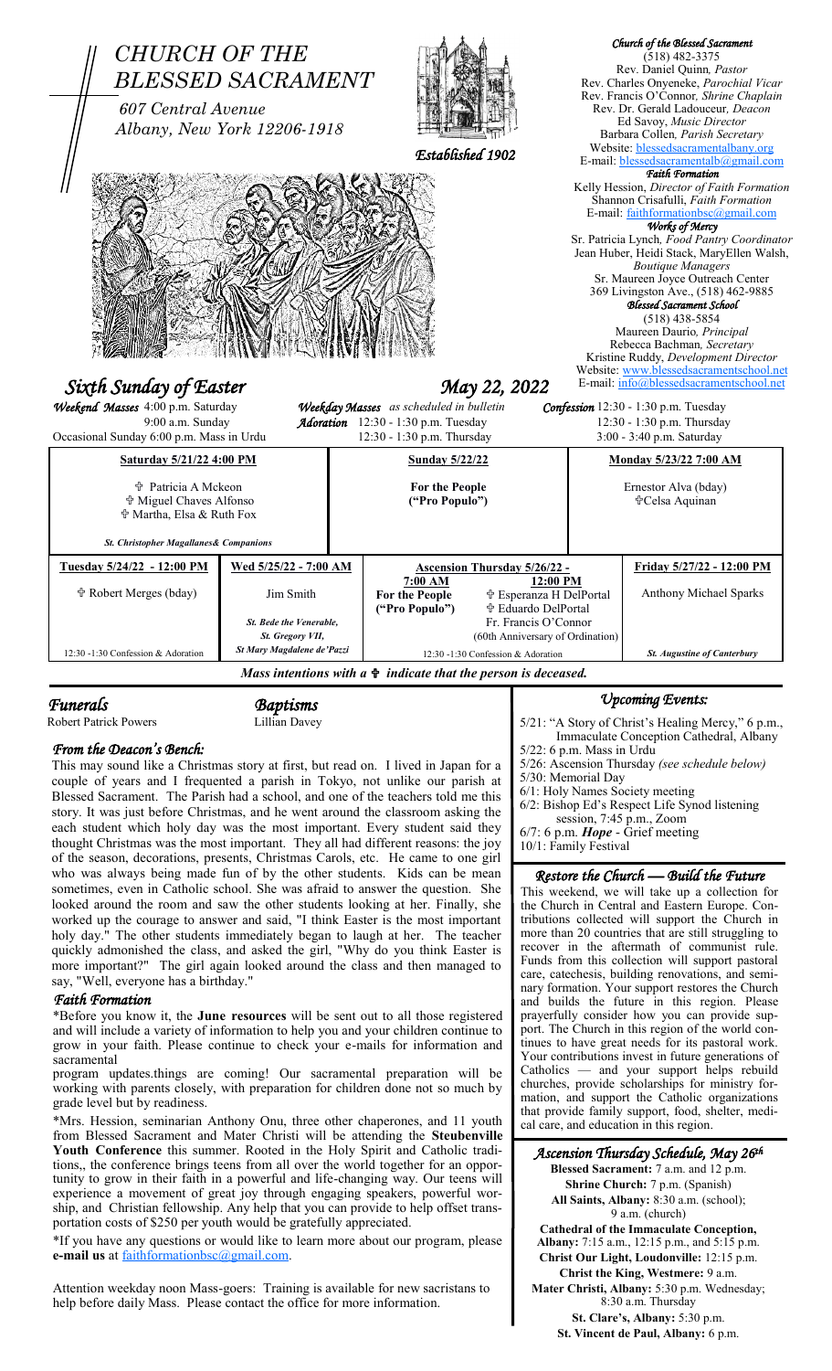# CHURCH OF THE BLESSED SACRAMENT

*607 Central Avenue*
*Albany, New York 12206-1918*

*Established 1902*

***Church of the Blessed Sacrament***
(518) 482-3375
Rev. Daniel Quinn, *Pastor*
Rev. Charles Onyeneke, *Parochial Vicar*
Rev. Francis O'Connor, *Shrine Chaplain*
Rev. Dr. Gerald Ladouceur, *Deacon*
Ed Savoy, *Music Director*
Barbara Collen, *Parish Secretary*
Website: blessedsacramentalbany.org
E-mail: blessedsacramentalb@gmail.com

***Faith Formation***
Kelly Hession, *Director of Faith Formation*
Shannon Crisafulli, *Faith Formation*
E-mail: faithformationbsc@gmail.com

***Works of Mercy***
Sr. Patricia Lynch, *Food Pantry Coordinator*
Jean Huber, Heidi Stack, MaryEllen Walsh, *Boutique Managers*
Sr. Maureen Joyce Outreach Center
369 Livingston Ave., (518) 462-9885

***Blessed Sacrament School***
(518) 438-5854
Maureen Daurio, *Principal*
Rebecca Bachman, *Secretary*
Kristine Ruddy, *Development Director*
Website: www.blessedsacramentschool.net
E-mail: info@blessedsacramentschool.net

## *Sixth Sunday of Easter* — *May 22, 2022*

***Weekend Masses*** 4:00 p.m. Saturday, 9:00 a.m. Sunday
Occasional Sunday 6:00 p.m. Mass in Urdu

***Weekday Masses*** *as scheduled in bulletin*
***Adoration*** 12:30 - 1:30 p.m. Tuesday, 12:30 - 1:30 p.m. Thursday

***Confession*** 12:30 - 1:30 p.m. Tuesday, 12:30 - 1:30 p.m. Thursday, 3:00 - 3:40 p.m. Saturday

| Saturday 5/21/22 4:00 PM | Sunday 5/22/22 | Monday 5/23/22 7:00 AM |
|---|---|---|
| ✟ Patricia A Mckeon<br>✟ Miguel Chaves Alfonso<br>✟ Martha, Elsa & Ruth Fox<br>*St. Christopher Magallanes& Companions* | For the People ("Pro Populo") | Ernestor Alva (bday)<br>✟Celsa Aquinan |

| Tuesday 5/24/22 - 12:00 PM | Wed 5/25/22 - 7:00 AM | Ascension Thursday 5/26/22 - 7:00 AM | 12:00 PM | Friday 5/27/22 - 12:00 PM |
|---|---|---|---|---|
| ✟ Robert Merges (bday) | Jim Smith<br>*St. Bede the Venerable, St. Gregory VII, St Mary Magdalene de'Pazzi* | For the People ("Pro Populo") | ✟ Esperanza H DelPortal<br>✟ Eduardo DelPortal<br>Fr. Francis O'Connor (60th Anniversary of Ordination) | Anthony Michael Sparks<br>*St. Augustine of Canterbury* |
| 12:30 -1:30 Confession & Adoration | | 12:30 -1:30 Confession & Adoration | | |

***Mass intentions with a ✟ indicate that the person is deceased.***

## *Funerals*
Robert Patrick Powers

## *Baptisms*
Lillian Davey

## *From the Deacon's Bench:*

This may sound like a Christmas story at first, but read on. I lived in Japan for a couple of years and I frequented a parish in Tokyo, not unlike our parish at Blessed Sacrament. The Parish had a school, and one of the teachers told me this story. It was just before Christmas, and he went around the classroom asking the each student which holy day was the most important. Every student said they thought Christmas was the most important. They all had different reasons: the joy of the season, decorations, presents, Christmas Carols, etc. He came to one girl who was always being made fun of by the other students. Kids can be mean sometimes, even in Catholic school. She was afraid to answer the question. She looked around the room and saw the other students looking at her. Finally, she worked up the courage to answer and said, "I think Easter is the most important holy day." The other students immediately began to laugh at her. The teacher quickly admonished the class, and asked the girl, "Why do you think Easter is more important?" The girl again looked around the class and then managed to say, "Well, everyone has a birthday."

## *Faith Formation*

*Before you know it, the **June resources** will be sent out to all those registered and will include a variety of information to help you and your children continue to grow in your faith. Please continue to check your e-mails for information and sacramental

program updates.things are coming! Our sacramental preparation will be working with parents closely, with preparation for children done not so much by grade level but by readiness.

*Mrs. Hession, seminarian Anthony Onu, three other chaperones, and 11 youth from Blessed Sacrament and Mater Christi will be attending the **Steubenville Youth Conference** this summer. Rooted in the Holy Spirit and Catholic traditions,, the conference brings teens from all over the world together for an opportunity to grow in their faith in a powerful and life-changing way. Our teens will experience a movement of great joy through engaging speakers, powerful worship, and Christian fellowship. Any help that you can provide to help offset transportation costs of $250 per youth would be gratefully appreciated.

*If you have any questions or would like to learn more about our program, please **e-mail us** at faithformationbsc@gmail.com.

Attention weekday noon Mass-goers: Training is available for new sacristans to help before daily Mass. Please contact the office for more information.

## *Upcoming Events:*

5/21: "A Story of Christ's Healing Mercy," 6 p.m., Immaculate Conception Cathedral, Albany
5/22: 6 p.m. Mass in Urdu
5/26: Ascension Thursday *(see schedule below)*
5/30: Memorial Day
6/1: Holy Names Society meeting
6/2: Bishop Ed's Respect Life Synod listening session, 7:45 p.m., Zoom
6/7: 6 p.m. ***Hope*** - Grief meeting
10/1: Family Festival

## *Restore the Church — Build the Future*

This weekend, we will take up a collection for the Church in Central and Eastern Europe. Contributions collected will support the Church in more than 20 countries that are still struggling to recover in the aftermath of communist rule. Funds from this collection will support pastoral care, catechesis, building renovations, and seminary formation. Your support restores the Church and builds the future in this region. Please prayerfully consider how you can provide support. The Church in this region of the world continues to have great needs for its pastoral work. Your contributions invest in future generations of Catholics — and your support helps rebuild churches, provide scholarships for ministry formation, and support the Catholic organizations that provide family support, food, shelter, medical care, and education in this region.

## *Ascension Thursday Schedule, May 26th*

**Blessed Sacrament:** 7 a.m. and 12 p.m.
**Shrine Church:** 7 p.m. (Spanish)
**All Saints, Albany:** 8:30 a.m. (school); 9 a.m. (church)
**Cathedral of the Immaculate Conception, Albany:** 7:15 a.m., 12:15 p.m., and 5:15 p.m.
**Christ Our Light, Loudonville:** 12:15 p.m.
**Christ the King, Westmere:** 9 a.m.
**Mater Christi, Albany:** 5:30 p.m. Wednesday; 8:30 a.m. Thursday
**St. Clare's, Albany:** 5:30 p.m.
**St. Vincent de Paul, Albany:** 6 p.m.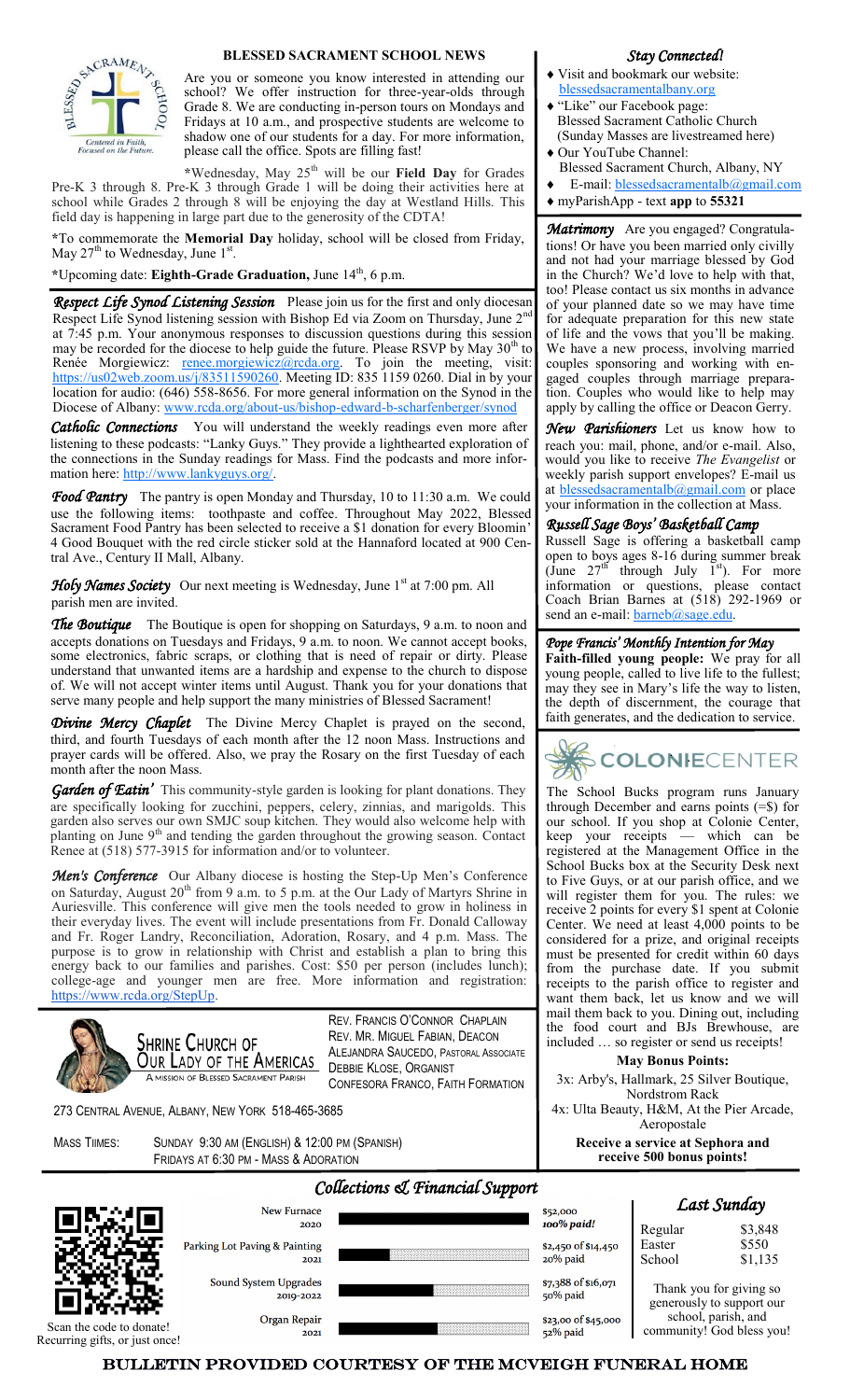## BLESSED SACRAMENT SCHOOL NEWS

Are you or someone you know interested in attending our school? We offer instruction for three-year-olds through Grade 8. We are conducting in-person tours on Mondays and Fridays at 10 a.m., and prospective students are welcome to shadow one of our students for a day. For more information, please call the office. Spots are filling fast!

*Wednesday, May 25th will be our **Field Day** for Grades Pre-K 3 through 8. Pre-K 3 through Grade 1 will be doing their activities here at school while Grades 2 through 8 will be enjoying the day at Westland Hills. This field day is happening in large part due to the generosity of the CDTA!

*To commemorate the **Memorial Day** holiday, school will be closed from Friday, May 27th to Wednesday, June 1st.

*Upcoming date: **Eighth-Grade Graduation,** June 14th, 6 p.m.

***Respect Life Synod Listening Session*** Please join us for the first and only diocesan Respect Life Synod listening session with Bishop Ed via Zoom on Thursday, June 2nd at 7:45 p.m. Your anonymous responses to discussion questions during this session may be recorded for the diocese to help guide the future. Please RSVP by May 30th to Renée Morgiewicz: renee.morgiewicz@rcda.org. To join the meeting, visit: https://us02web.zoom.us/j/83511590260. Meeting ID: 835 1159 0260. Dial in by your location for audio: (646) 558-8656. For more general information on the Synod in the Diocese of Albany: www.rcda.org/about-us/bishop-edward-b-scharfenberger/synod

***Catholic Connections*** You will understand the weekly readings even more after listening to these podcasts: "Lanky Guys." They provide a lighthearted exploration of the connections in the Sunday readings for Mass. Find the podcasts and more information here: http://www.lankyguys.org/.

***Food Pantry*** The pantry is open Monday and Thursday, 10 to 11:30 a.m. We could use the following items: toothpaste and coffee. Throughout May 2022, Blessed Sacrament Food Pantry has been selected to receive a $1 donation for every Bloomin' 4 Good Bouquet with the red circle sticker sold at the Hannaford located at 900 Central Ave., Century II Mall, Albany.

***Holy Names Society*** Our next meeting is Wednesday, June 1st at 7:00 pm. All parish men are invited.

***The Boutique*** The Boutique is open for shopping on Saturdays, 9 a.m. to noon and accepts donations on Tuesdays and Fridays, 9 a.m. to noon. We cannot accept books, some electronics, fabric scraps, or clothing that is need of repair or dirty. Please understand that unwanted items are a hardship and expense to the church to dispose of. We will not accept winter items until August. Thank you for your donations that serve many people and help support the many ministries of Blessed Sacrament!

***Divine Mercy Chaplet*** The Divine Mercy Chaplet is prayed on the second, third, and fourth Tuesdays of each month after the 12 noon Mass. Instructions and prayer cards will be offered. Also, we pray the Rosary on the first Tuesday of each month after the noon Mass.

***Garden of Eatin'*** This community-style garden is looking for plant donations. They are specifically looking for zucchini, peppers, celery, zinnias, and marigolds. This garden also serves our own SMJC soup kitchen. They would also welcome help with planting on June 9th and tending the garden throughout the growing season. Contact Renee at (518) 577-3915 for information and/or to volunteer.

***Men's Conference*** Our Albany diocese is hosting the Step-Up Men's Conference on Saturday, August 20th from 9 a.m. to 5 p.m. at the Our Lady of Martyrs Shrine in Auriesville. This conference will give men the tools needed to grow in holiness in their everyday lives. The event will include presentations from Fr. Donald Calloway and Fr. Roger Landry, Reconciliation, Adoration, Rosary, and 4 p.m. Mass. The purpose is to grow in relationship with Christ and establish a plan to bring this energy back to our families and parishes. Cost: $50 per person (includes lunch); college-age and younger men are free. More information and registration: https://www.rcda.org/StepUp.

### SHRINE CHURCH OF OUR LADY OF THE AMERICAS
A MISSION OF BLESSED SACRAMENT PARISH

REV. FRANCIS O'CONNOR CHAPLAIN
REV. MR. MIGUEL FABIAN, DEACON
ALEJANDRA SAUCEDO, PASTORAL ASSOCIATE
DEBBIE KLOSE, ORGANIST
CONFESORA FRANCO, FAITH FORMATION

273 CENTRAL AVENUE, ALBANY, NEW YORK 518-465-3685

MASS TIIMES: SUNDAY 9:30 AM (ENGLISH) & 12:00 PM (SPANISH)
FRIDAYS AT 6:30 PM - MASS & ADORATION

## *Stay Connected!*

- Visit and bookmark our website: blessedsacramentalbany.org
- "Like" our Facebook page: Blessed Sacrament Catholic Church (Sunday Masses are livestreamed here)
- Our YouTube Channel: Blessed Sacrament Church, Albany, NY
- E-mail: blessedsacramentalb@gmail.com
- myParishApp - text **app** to **55321**

***Matrimony*** Are you engaged? Congratulations! Or have you been married only civilly and not had your marriage blessed by God in the Church? We'd love to help with that, too! Please contact us six months in advance of your planned date so we may have time for adequate preparation for this new state of life and the vows that you'll be making. We have a new process, involving married couples sponsoring and working with engaged couples through marriage preparation. Couples who would like to help may apply by calling the office or Deacon Gerry.

***New Parishioners*** Let us know how to reach you: mail, phone, and/or e-mail. Also, would you like to receive *The Evangelist* or weekly parish support envelopes? E-mail us at blessedsacramentalb@gmail.com or place your information in the collection at Mass.

### *Russell Sage Boys' Basketball Camp*

Russell Sage is offering a basketball camp open to boys ages 8-16 during summer break (June 27th through July 1st). For more information or questions, please contact Coach Brian Barnes at (518) 292-1969 or send an e-mail: barneb@sage.edu.

### *Pope Francis' Monthly Intention for May*

**Faith-filled young people:** We pray for all young people, called to live life to the fullest; may they see in Mary's life the way to listen, the depth of discernment, the courage that faith generates, and the dedication to service.

### COLONIECENTER

The School Bucks program runs January through December and earns points (=$) for our school. If you shop at Colonie Center, keep your receipts — which can be registered at the Management Office in the School Bucks box at the Security Desk next to Five Guys, or at our parish office, and we will register them for you. The rules: we receive 2 points for every $1 spent at Colonie Center. We need at least 4,000 points to be considered for a prize, and original receipts must be presented for credit within 60 days from the purchase date. If you submit receipts to the parish office to register and want them back, let us know and we will mail them back to you. Dining out, including the food court and BJs Brewhouse, are included … so register or send us receipts!

**May Bonus Points:**

3x: Arby's, Hallmark, 25 Silver Boutique, Nordstrom Rack

4x: Ulta Beauty, H&M, At the Pier Arcade, Aeropostale

**Receive a service at Sephora and receive 500 bonus points!**

## *Collections & Financial Support*

Scan the code to donate! Recurring gifts, or just once!

New Furnace 2020
$52,000 *100% paid!*

Parking Lot Paving & Painting 2021
$2,450 of $14,450 20% paid

Sound System Upgrades 2019-2022
$7,388 of $16,071 50% paid

Organ Repair 2021
$23,00 of $45,000 52% paid

### *Last Sunday*

| | |
|---|---|
| Regular | $3,848 |
| Easter | $550 |
| School | $1,135 |

Thank you for giving so generously to support our school, parish, and community! God bless you!

BULLETIN PROVIDED COURTESY OF THE MCVEIGH FUNERAL HOME